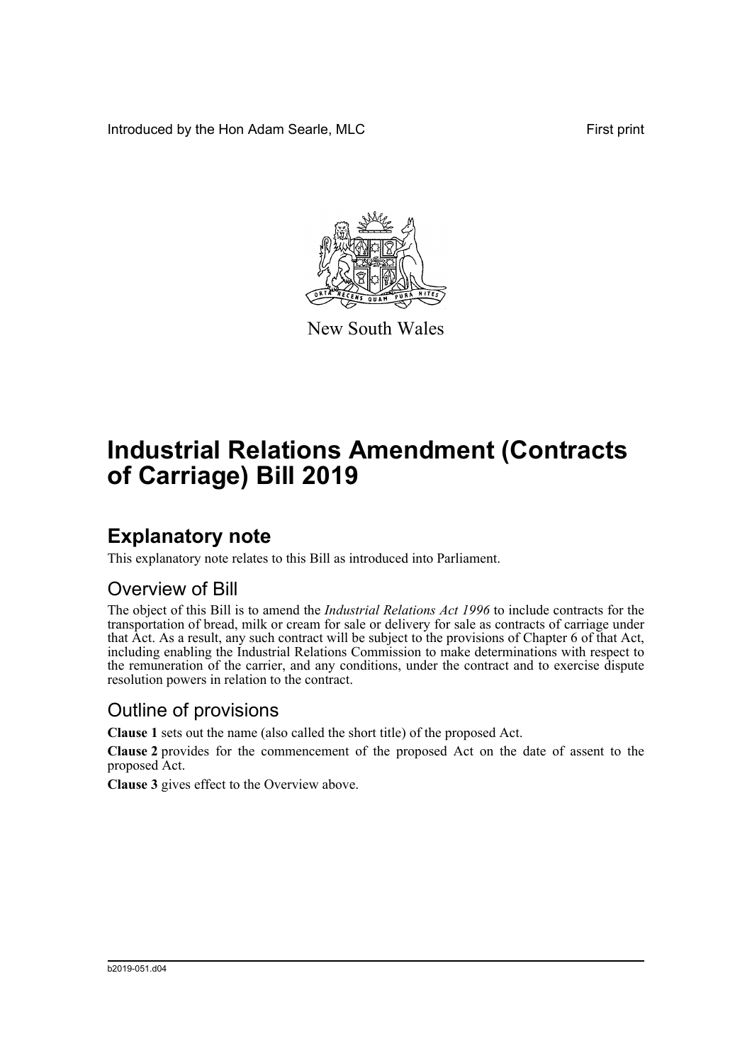Introduced by the Hon Adam Searle, MLC

First print

New South Wales

# Industrial Relations Amendment (Contracts of Carriage) Bill 2019

## Explanatory note

This explanatory note relates to this Bill as introduced into Parliament.

### Overview of Bill

The object of this Bill is to amend the *Industrial Relations Act 1996* to include contracts for the transportation of bread, milk or cream for sale or delivery for sale as contracts of carriage under that Act. As a result, any such contract will be subject to the provisions of Chapter 6 of that Act, including enabling the Industrial Relations Commission to make determinations with respect to the remuneration of the carrier, and any conditions, under the contract and to exercise dispute resolution powers in relation to the contract.

### Outline of provisions

**Clause 1** sets out the name (also called the short title) of the proposed Act.

**Clause 2** provides for the commencement of the proposed Act on the date of assent to the proposed Act.

**Clause 3** gives effect to the Overview above.

b2019-051.d04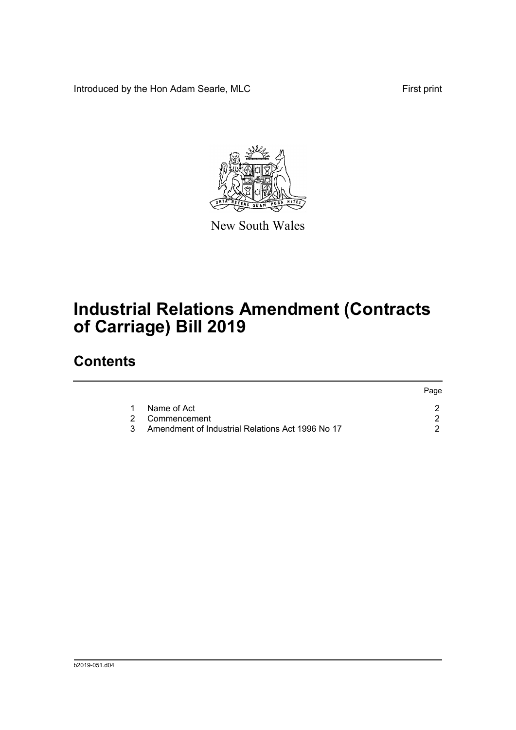Introduced by the Hon Adam Searle, MLC

First print

New South Wales

# Industrial Relations Amendment (Contracts of Carriage) Bill 2019

## Contents

| | | Page |
|---|---|---|
| 1 | Name of Act | 2 |
| 2 | Commencement | 2 |
| 3 | Amendment of Industrial Relations Act 1996 No 17 | 2 |

b2019-051.d04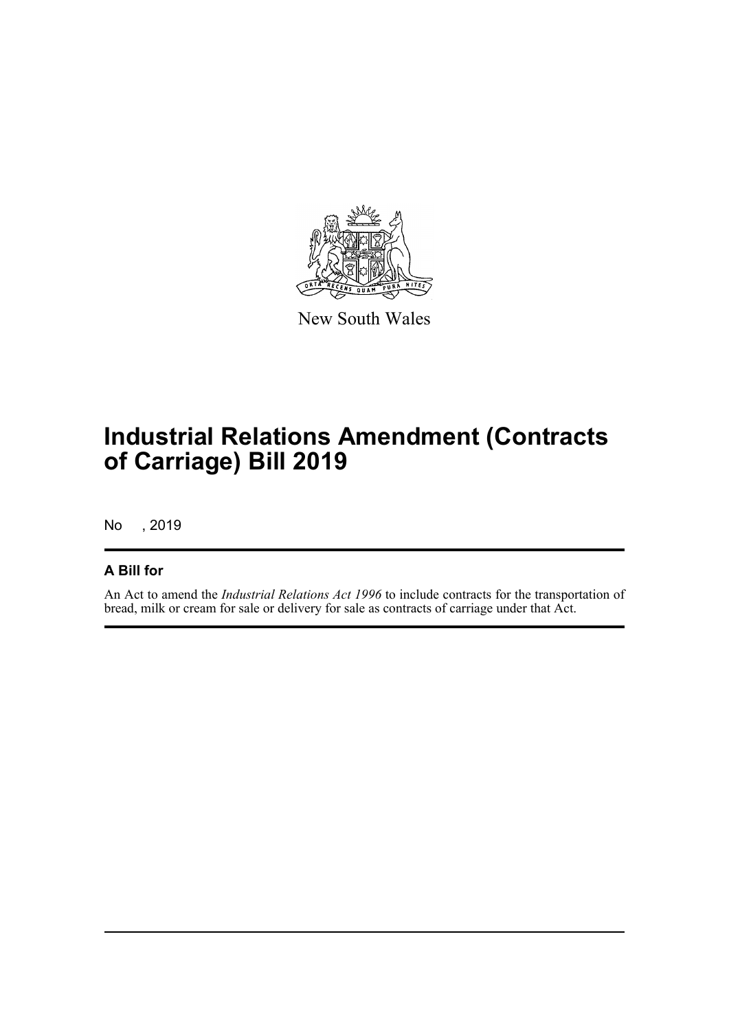New South Wales

# Industrial Relations Amendment (Contracts of Carriage) Bill 2019

No , 2019

## A Bill for

An Act to amend the *Industrial Relations Act 1996* to include contracts for the transportation of bread, milk or cream for sale or delivery for sale as contracts of carriage under that Act.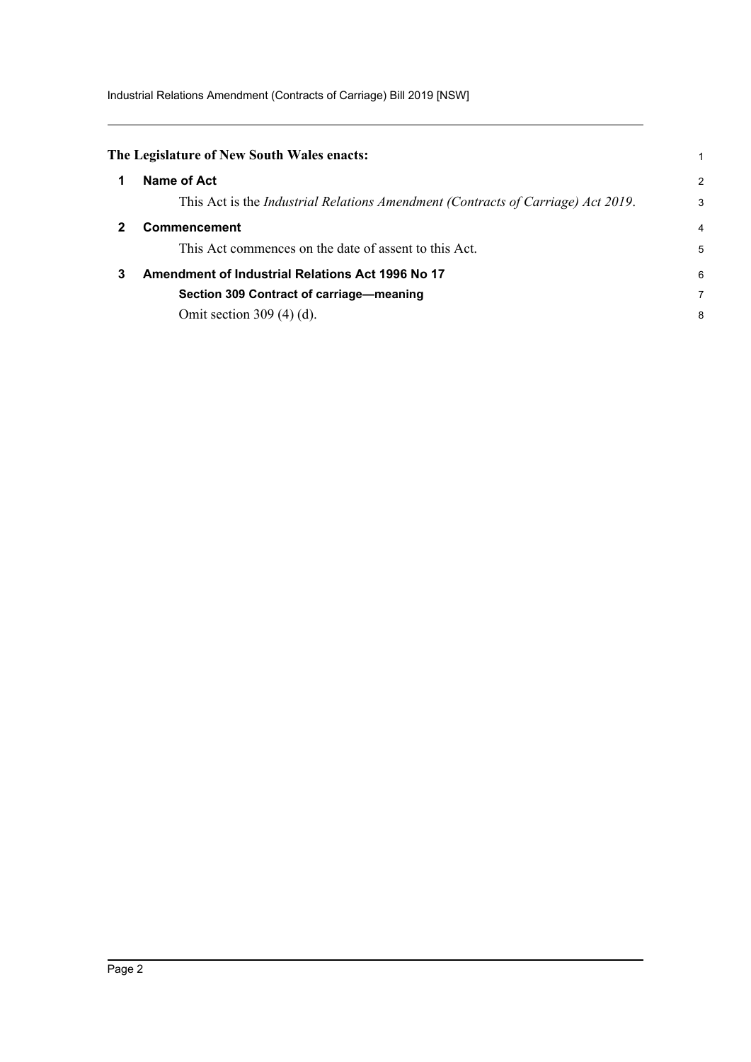**The Legislature of New South Wales enacts:**

## 1 Name of Act

This Act is the *Industrial Relations Amendment (Contracts of Carriage) Act 2019*.

## 2 Commencement

This Act commences on the date of assent to this Act.

## 3 Amendment of Industrial Relations Act 1996 No 17

**Section 309 Contract of carriage—meaning**

Omit section 309 (4) (d).